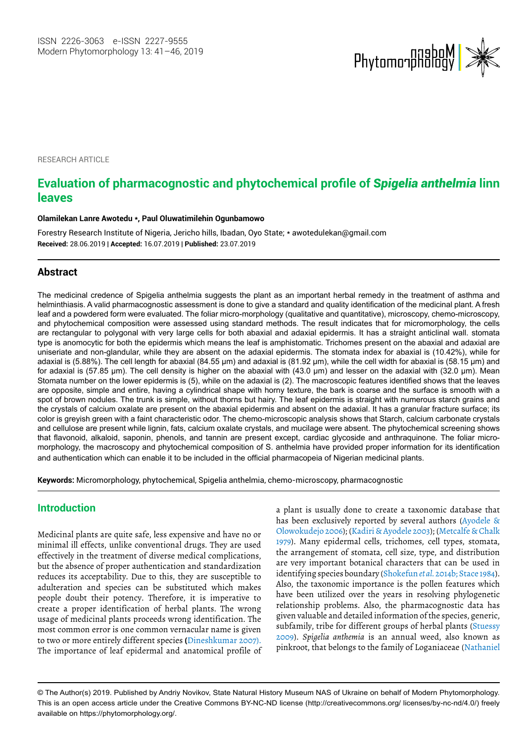RESEARCH ARTICLE

# Evaluation of pharmacognostic and phytochemical profile of *Spigelia anthelmia* linn leaves

**Olamilekan Lanre Awotedu \*, Paul Oluwatimilehin Ogunbamowo**

Forestry Research Institute of Nigeria, Jericho hills, Ibadan, Oyo State; \* awotedulekan@gmail.com

**Received:** 28.06.2019 | **Accepted:** 16.07.2019 | **Published:** 23.07.2019

## Abstract

The medicinal credence of Spigelia anthelmia suggests the plant as an important herbal remedy in the treatment of asthma and helminthiasis. A valid pharmacognostic assessment is done to give a standard and quality identification of the medicinal plant. A fresh leaf and a powdered form were evaluated. The foliar micro-morphology (qualitative and quantitative), microscopy, chemo-microscopy, and phytochemical composition were assessed using standard methods. The result indicates that for micromorphology, the cells are rectangular to polygonal with very large cells for both abaxial and adaxial epidermis. It has a straight anticlinal wall. stomata type is anomocytic for both the epidermis which means the leaf is amphistomatic. Trichomes present on the abaxial and adaxial are uniseriate and non-glandular, while they are absent on the adaxial epidermis. The stomata index for abaxial is (10.42%), while for adaxial is (5.88%). The cell length for abaxial (84.55 µm) and adaxial is (81.92 µm), while the cell width for abaxial is (58.15 µm) and for adaxial is (57.85 µm). The cell density is higher on the abaxial with (43.0 µm) and lesser on the adaxial with (32.0 µm). Mean Stomata number on the lower epidermis is (5), while on the adaxial is (2). The macroscopic features identified shows that the leaves are opposite, simple and entire, having a cylindrical shape with horny texture, the bark is coarse and the surface is smooth with a spot of brown nodules. The trunk is simple, without thorns but hairy. The leaf epidermis is straight with numerous starch grains and the crystals of calcium oxalate are present on the abaxial epidermis and absent on the adaxial. It has a granular fracture surface; its color is greyish green with a faint characteristic odor. The chemo-microscopic analysis shows that Starch, calcium carbonate crystals and cellulose are present while lignin, fats, calcium oxalate crystals, and mucilage were absent. The phytochemical screening shows that flavonoid, alkaloid, saponin, phenols, and tannin are present except, cardiac glycoside and anthraquinone. The foliar micro-morphology, the macroscopy and phytochemical composition of S. anthelmia have provided proper information for its identification and authentication which can enable it to be included in the official pharmacopeia of Nigerian medicinal plants.

**Keywords:** Micromorphology, phytochemical, Spigelia anthelmia, chemo-microscopy, pharmacognostic

## Introduction

Medicinal plants are quite safe, less expensive and have no or minimal ill effects, unlike conventional drugs. They are used effectively in the treatment of diverse medical complications, but the absence of proper authentication and standardization reduces its acceptability. Due to this, they are susceptible to adulteration and species can be substituted which makes people doubt their potency. Therefore, it is imperative to create a proper identification of herbal plants. The wrong usage of medicinal plants proceeds wrong identification. The most common error is one common vernacular name is given to two or more entirely different species (Dineshkumar 2007). The importance of leaf epidermal and anatomical profile of a plant is usually done to create a taxonomic database that has been exclusively reported by several authors (Ayodele & Olowokudejo 2006); (Kadiri & Ayodele 2003); (Metcalfe & Chalk 1979). Many epidermal cells, trichomes, cell types, stomata, the arrangement of stomata, cell size, type, and distribution are very important botanical characters that can be used in identifying species boundary (Shokefun *et al.* 2014b; Stace 1984). Also, the taxonomic importance is the pollen features which have been utilized over the years in resolving phylogenetic relationship problems. Also, the pharmacognostic data has given valuable and detailed information of the species, generic, subfamily, tribe for different groups of herbal plants (Stuessy 2009). *Spigelia anthemia* is an annual weed, also known as pinkroot, that belongs to the family of Loganiaceae (Nathaniel

© The Author(s) 2019. Published by Andriy Novikov, State Natural History Museum NAS of Ukraine on behalf of Modern Phytomorphology. This is an open access article under the Creative Commons BY-NC-ND license (http://creativecommons.org/ licenses/by-nc-nd/4.0/) freely available on https://phytomorphology.org/.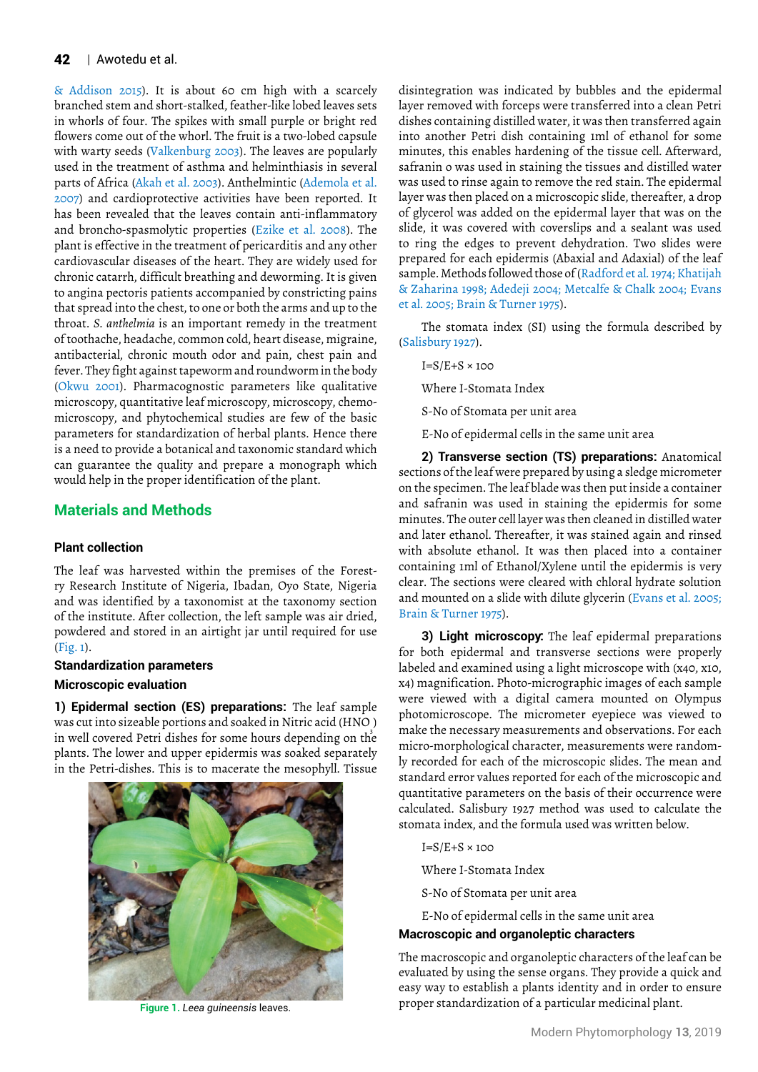& Addison 2015). It is about 60 cm high with a scarcely branched stem and short-stalked, feather-like lobed leaves sets in whorls of four. The spikes with small purple or bright red flowers come out of the whorl. The fruit is a two-lobed capsule with warty seeds (Valkenburg 2003). The leaves are popularly used in the treatment of asthma and helminthiasis in several parts of Africa (Akah et al. 2003). Anthelmintic (Ademola et al. 2007) and cardioprotective activities have been reported. It has been revealed that the leaves contain anti-inflammatory and broncho-spasmolytic properties (Ezike et al. 2008). The plant is effective in the treatment of pericarditis and any other cardiovascular diseases of the heart. They are widely used for chronic catarrh, difficult breathing and deworming. It is given to angina pectoris patients accompanied by constricting pains that spread into the chest, to one or both the arms and up to the throat. *S. anthelmia* is an important remedy in the treatment of toothache, headache, common cold, heart disease, migraine, antibacterial, chronic mouth odor and pain, chest pain and fever. They fight against tapeworm and roundworm in the body (Okwu 2001). Pharmacognostic parameters like qualitative microscopy, quantitative leaf microscopy, microscopy, chemo-microscopy, and phytochemical studies are few of the basic parameters for standardization of herbal plants. Hence there is a need to provide a botanical and taxonomic standard which can guarantee the quality and prepare a monograph which would help in the proper identification of the plant.

## Materials and Methods

### Plant collection

The leaf was harvested within the premises of the Forestry Research Institute of Nigeria, Ibadan, Oyo State, Nigeria and was identified by a taxonomist at the taxonomy section of the institute. After collection, the left sample was air dried, powdered and stored in an airtight jar until required for use (Fig. 1).

### Standardization parameters

### Microscopic evaluation

**1) Epidermal section (ES) preparations:** The leaf sample was cut into sizeable portions and soaked in Nitric acid ($HNO_3$) in well covered Petri dishes for some hours depending on the plants. The lower and upper epidermis was soaked separately in the Petri-dishes. This is to macerate the mesophyll. Tissue disintegration was indicated by bubbles and the epidermal layer removed with forceps were transferred into a clean Petri dishes containing distilled water, it was then transferred again into another Petri dish containing 1ml of ethanol for some minutes, this enables hardening of the tissue cell. Afterward, safranin o was used in staining the tissues and distilled water was used to rinse again to remove the red stain. The epidermal layer was then placed on a microscopic slide, thereafter, a drop of glycerol was added on the epidermal layer that was on the slide, it was covered with coverslips and a sealant was used to ring the edges to prevent dehydration. Two slides were prepared for each epidermis (Abaxial and Adaxial) of the leaf sample. Methods followed those of (Radford et al. 1974; Khatijah & Zaharina 1998; Adedeji 2004; Metcalfe & Chalk 2004; Evans et al. 2005; Brain & Turner 1975).

The stomata index (SI) using the formula described by (Salisbury 1927).

I=S/E+S × 100

Where I-Stomata Index

S-No of Stomata per unit area

E-No of epidermal cells in the same unit area

**2) Transverse section (TS) preparations:** Anatomical sections of the leaf were prepared by using a sledge micrometer on the specimen. The leaf blade was then put inside a container and safranin was used in staining the epidermis for some minutes. The outer cell layer was then cleaned in distilled water and later ethanol. Thereafter, it was stained again and rinsed with absolute ethanol. It was then placed into a container containing 1ml of Ethanol/Xylene until the epidermis is very clear. The sections were cleared with chloral hydrate solution and mounted on a slide with dilute glycerin (Evans et al. 2005; Brain & Turner 1975).

**3) Light microscopy:** The leaf epidermal preparations for both epidermal and transverse sections were properly labeled and examined using a light microscope with (x40, x10, x4) magnification. Photo-micrographic images of each sample were viewed with a digital camera mounted on Olympus photomicroscope. The micrometer eyepiece was viewed to make the necessary measurements and observations. For each micro-morphological character, measurements were randomly recorded for each of the microscopic slides. The mean and standard error values reported for each of the microscopic and quantitative parameters on the basis of their occurrence were calculated. Salisbury 1927 method was used to calculate the stomata index, and the formula used was written below.

I=S/E+S × 100

Where I-Stomata Index

S-No of Stomata per unit area

E-No of epidermal cells in the same unit area

### Macroscopic and organoleptic characters

The macroscopic and organoleptic characters of the leaf can be evaluated by using the sense organs. They provide a quick and easy way to establish a plants identity and in order to ensure proper standardization of a particular medicinal plant.

Figure 1. *Leea guineensis* leaves.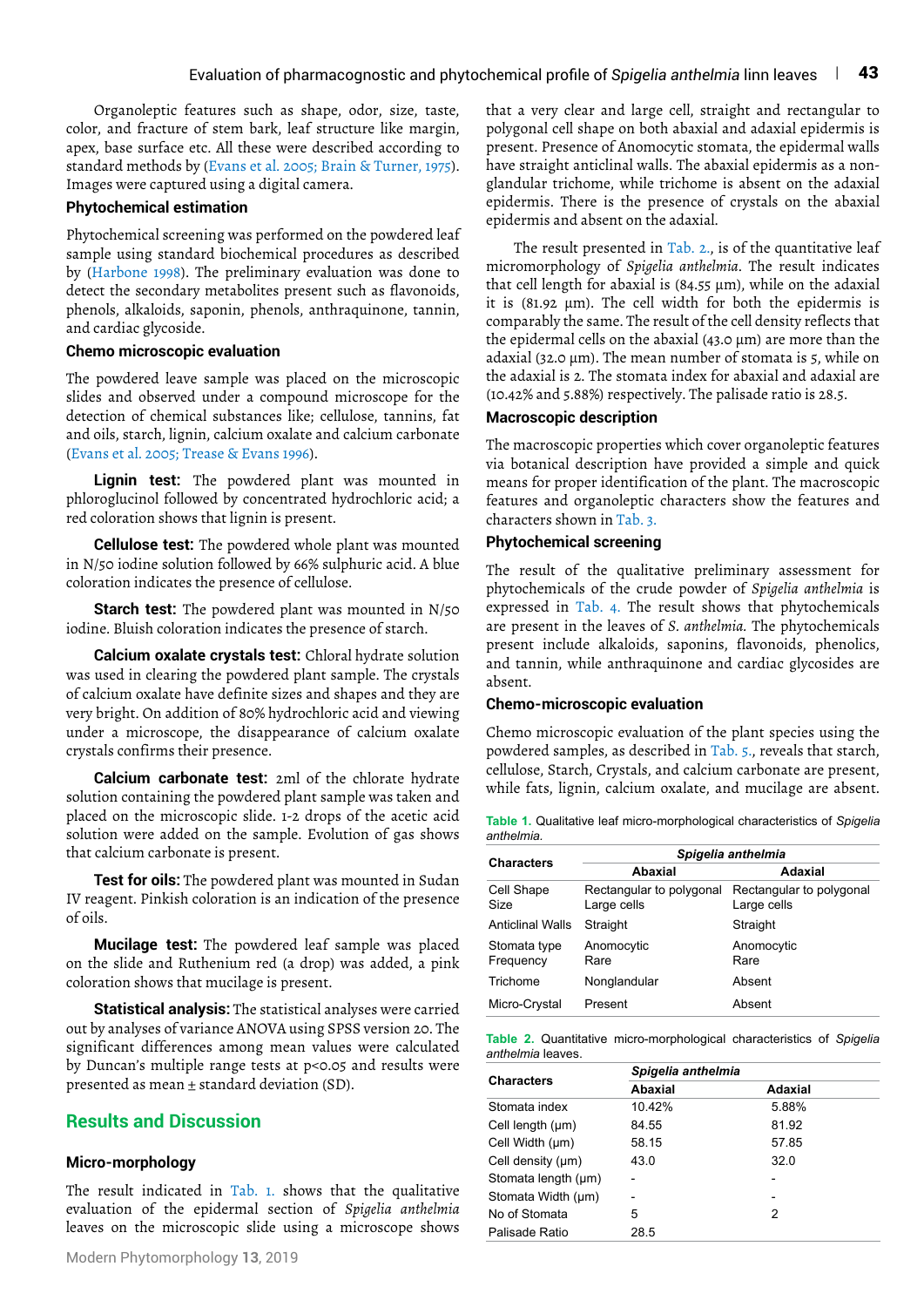Organoleptic features such as shape, odor, size, taste, color, and fracture of stem bark, leaf structure like margin, apex, base surface etc. All these were described according to standard methods by (Evans et al. 2005; Brain & Turner, 1975). Images were captured using a digital camera.

### Phytochemical estimation

Phytochemical screening was performed on the powdered leaf sample using standard biochemical procedures as described by (Harbone 1998). The preliminary evaluation was done to detect the secondary metabolites present such as flavonoids, phenols, alkaloids, saponin, phenols, anthraquinone, tannin, and cardiac glycoside.

### Chemo microscopic evaluation

The powdered leave sample was placed on the microscopic slides and observed under a compound microscope for the detection of chemical substances like; cellulose, tannins, fat and oils, starch, lignin, calcium oxalate and calcium carbonate (Evans et al. 2005; Trease & Evans 1996).

**Lignin test:** The powdered plant was mounted in phloroglucinol followed by concentrated hydrochloric acid; a red coloration shows that lignin is present.

**Cellulose test:** The powdered whole plant was mounted in N/50 iodine solution followed by 66% sulphuric acid. A blue coloration indicates the presence of cellulose.

**Starch test:** The powdered plant was mounted in N/50 iodine. Bluish coloration indicates the presence of starch.

**Calcium oxalate crystals test:** Chloral hydrate solution was used in clearing the powdered plant sample. The crystals of calcium oxalate have definite sizes and shapes and they are very bright. On addition of 80% hydrochloric acid and viewing under a microscope, the disappearance of calcium oxalate crystals confirms their presence.

**Calcium carbonate test:** 2ml of the chlorate hydrate solution containing the powdered plant sample was taken and placed on the microscopic slide. 1-2 drops of the acetic acid solution were added on the sample. Evolution of gas shows that calcium carbonate is present.

**Test for oils:** The powdered plant was mounted in Sudan IV reagent. Pinkish coloration is an indication of the presence of oils.

**Mucilage test:** The powdered leaf sample was placed on the slide and Ruthenium red (a drop) was added, a pink coloration shows that mucilage is present.

**Statistical analysis:** The statistical analyses were carried out by analyses of variance ANOVA using SPSS version 20. The significant differences among mean values were calculated by Duncan's multiple range tests at $p<0.05$ and results were presented as mean ± standard deviation (SD).

## Results and Discussion

### Micro-morphology

The result indicated in Tab. 1. shows that the qualitative evaluation of the epidermal section of *Spigelia anthelmia* leaves on the microscopic slide using a microscope shows that a very clear and large cell, straight and rectangular to polygonal cell shape on both abaxial and adaxial epidermis is present. Presence of Anomocytic stomata, the epidermal walls have straight anticlinal walls. The abaxial epidermis as a non-glandular trichome, while trichome is absent on the adaxial epidermis. There is the presence of crystals on the abaxial epidermis and absent on the adaxial.

The result presented in Tab. 2., is of the quantitative leaf micromorphology of *Spigelia anthelmia*. The result indicates that cell length for abaxial is (84.55 µm), while on the adaxial it is (81.92 µm). The cell width for both the epidermis is comparably the same. The result of the cell density reflects that the epidermal cells on the abaxial (43.0 µm) are more than the adaxial (32.0 µm). The mean number of stomata is 5, while on the adaxial is 2. The stomata index for abaxial and adaxial are (10.42% and 5.88%) respectively. The palisade ratio is 28.5.

### Macroscopic description

The macroscopic properties which cover organoleptic features via botanical description have provided a simple and quick means for proper identification of the plant. The macroscopic features and organoleptic characters show the features and characters shown in Tab. 3.

### Phytochemical screening

The result of the qualitative preliminary assessment for phytochemicals of the crude powder of *Spigelia anthelmia* is expressed in Tab. 4. The result shows that phytochemicals are present in the leaves of *S. anthelmia.* The phytochemicals present include alkaloids, saponins, flavonoids, phenolics, and tannin, while anthraquinone and cardiac glycosides are absent.

### Chemo-microscopic evaluation

Chemo microscopic evaluation of the plant species using the powdered samples, as described in Tab. 5., reveals that starch, cellulose, Starch, Crystals, and calcium carbonate are present, while fats, lignin, calcium oxalate, and mucilage are absent.

**Table 1.** Qualitative leaf micro-morphological characteristics of *Spigelia anthelmia.*

| Characters | *Spigelia anthelmia* | |
|---|---|---|
| | Abaxial | Adaxial |
| Cell Shape Size | Rectangular to polygonal Large cells | Rectangular to polygonal Large cells |
| Anticlinal Walls | Straight | Straight |
| Stomata type Frequency | Anomocytic Rare | Anomocytic Rare |
| Trichome | Nonglandular | Absent |
| Micro-Crystal | Present | Absent |

**Table 2.** Quantitative micro-morphological characteristics of *Spigelia anthelmia* leaves.

| Characters | *Spigelia anthelmia* | |
|---|---|---|
| | Abaxial | Adaxial |
| Stomata index | 10.42% | 5.88% |
| Cell length (µm) | 84.55 | 81.92 |
| Cell Width (µm) | 58.15 | 57.85 |
| Cell density (µm) | 43.0 | 32.0 |
| Stomata length (µm) | - | - |
| Stomata Width (µm) | - | - |
| No of Stomata | 5 | 2 |
| Palisade Ratio | 28.5 | |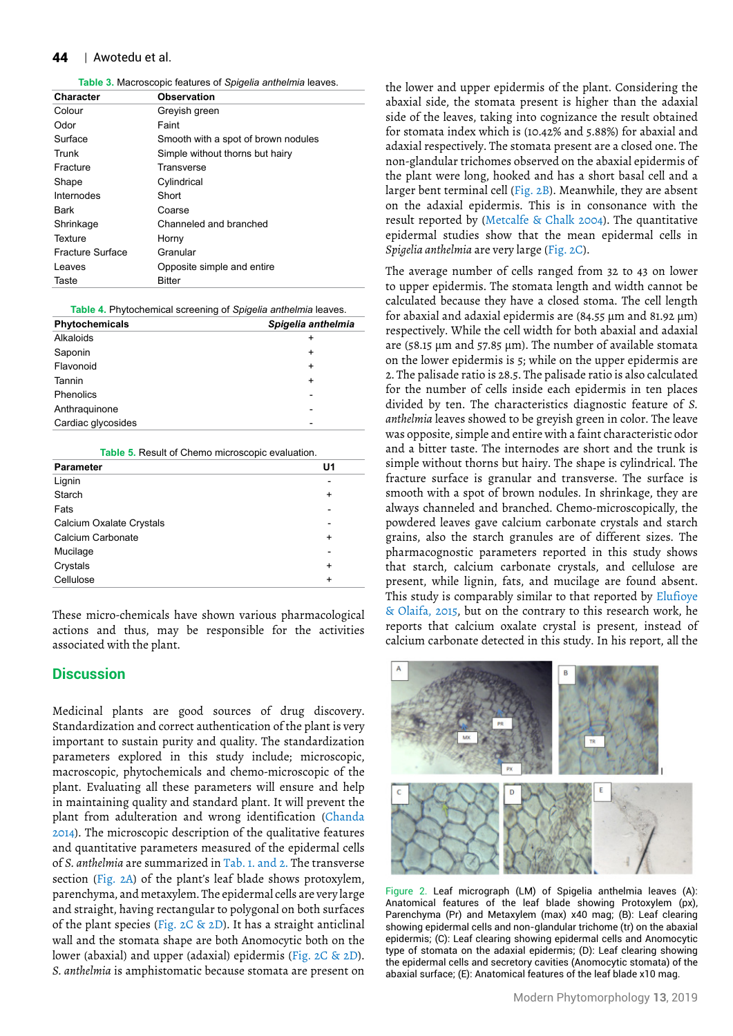**Table 3.** Macroscopic features of *Spigelia anthelmia* leaves.

| Character | Observation |
|---|---|
| Colour | Greyish green |
| Odor | Faint |
| Surface | Smooth with a spot of brown nodules |
| Trunk | Simple without thorns but hairy |
| Fracture | Transverse |
| Shape | Cylindrical |
| Internodes | Short |
| Bark | Coarse |
| Shrinkage | Channeled and branched |
| Texture | Horny |
| Fracture Surface | Granular |
| Leaves | Opposite simple and entire |
| Taste | Bitter |

**Table 4.** Phytochemical screening of *Spigelia anthelmia* leaves.

| Phytochemicals | *Spigelia anthelmia* |
|---|---|
| Alkaloids | + |
| Saponin | + |
| Flavonoid | + |
| Tannin | + |
| Phenolics | - |
| Anthraquinone | - |
| Cardiac glycosides | - |

**Table 5.** Result of Chemo microscopic evaluation.

| Parameter | U1 |
|---|---|
| Lignin | - |
| Starch | + |
| Fats | - |
| Calcium Oxalate Crystals | - |
| Calcium Carbonate | + |
| Mucilage | - |
| Crystals | + |
| Cellulose | + |

These micro-chemicals have shown various pharmacological actions and thus, may be responsible for the activities associated with the plant.

## Discussion

Medicinal plants are good sources of drug discovery. Standardization and correct authentication of the plant is very important to sustain purity and quality. The standardization parameters explored in this study include; microscopic, macroscopic, phytochemicals and chemo-microscopic of the plant. Evaluating all these parameters will ensure and help in maintaining quality and standard plant. It will prevent the plant from adulteration and wrong identification (Chanda 2014). The microscopic description of the qualitative features and quantitative parameters measured of the epidermal cells of *S. anthelmia* are summarized in Tab. 1. and 2. The transverse section (Fig. 2A) of the plant's leaf blade shows protoxylem, parenchyma, and metaxylem. The epidermal cells are very large and straight, having rectangular to polygonal on both surfaces of the plant species (Fig. 2C & 2D). It has a straight anticlinal wall and the stomata shape are both Anomocytic both on the lower (abaxial) and upper (adaxial) epidermis (Fig. 2C & 2D). *S. anthelmia* is amphistomatic because stomata are present on the lower and upper epidermis of the plant. Considering the abaxial side, the stomata present is higher than the adaxial side of the leaves, taking into cognizance the result obtained for stomata index which is (10.42% and 5.88%) for abaxial and adaxial respectively. The stomata present are a closed one. The non-glandular trichomes observed on the abaxial epidermis of the plant were long, hooked and has a short basal cell and a larger bent terminal cell (Fig. 2B). Meanwhile, they are absent on the adaxial epidermis. This is in consonance with the result reported by (Metcalfe & Chalk 2004). The quantitative epidermal studies show that the mean epidermal cells in *Spigelia anthelmia* are very large (Fig. 2C).

The average number of cells ranged from 32 to 43 on lower to upper epidermis. The stomata length and width cannot be calculated because they have a closed stoma. The cell length for abaxial and adaxial epidermis are (84.55 µm and 81.92 µm) respectively. While the cell width for both abaxial and adaxial are (58.15 µm and 57.85 µm). The number of available stomata on the lower epidermis is 5; while on the upper epidermis are 2. The palisade ratio is 28.5. The palisade ratio is also calculated for the number of cells inside each epidermis in ten places divided by ten. The characteristics diagnostic feature of *S. anthelmia* leaves showed to be greyish green in color. The leave was opposite, simple and entire with a faint characteristic odor and a bitter taste. The internodes are short and the trunk is simple without thorns but hairy. The shape is cylindrical. The fracture surface is granular and transverse. The surface is smooth with a spot of brown nodules. In shrinkage, they are always channeled and branched. Chemo-microscopically, the powdered leaves gave calcium carbonate crystals and starch grains, also the starch granules are of different sizes. The pharmacognostic parameters reported in this study shows that starch, calcium carbonate crystals, and cellulose are present, while lignin, fats, and mucilage are found absent. This study is comparably similar to that reported by Elufioye & Olaifa, 2015, but on the contrary to this research work, he reports that calcium oxalate crystal is present, instead of calcium carbonate detected in this study. In his report, all the

Figure 2. Leaf micrograph (LM) of Spigelia anthelmia leaves (A): Anatomical features of the leaf blade showing Protoxylem (px), Parenchyma (Pr) and Metaxylem (max) x40 mag; (B): Leaf clearing showing epidermal cells and non-glandular trichome (tr) on the abaxial epidermis; (C): Leaf clearing showing epidermal cells and Anomocytic type of stomata on the adaxial epidermis; (D): Leaf clearing showing the epidermal cells and secretory cavities (Anomocytic stomata) of the abaxial surface; (E): Anatomical features of the leaf blade x10 mag.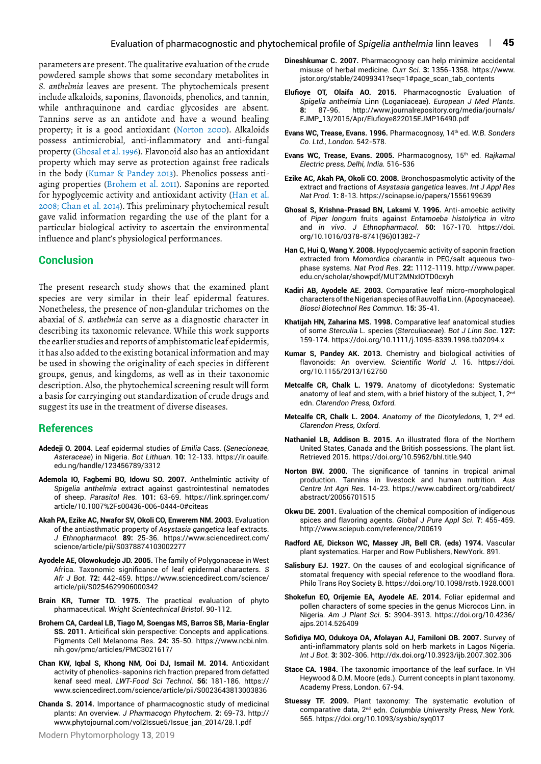parameters are present. The qualitative evaluation of the crude powdered sample shows that some secondary metabolites in *S. anthelmia* leaves are present. The phytochemicals present include alkaloids, saponins, flavonoids, phenolics, and tannin, while anthraquinone and cardiac glycosides are absent. Tannins serve as an antidote and have a wound healing property; it is a good antioxidant (Norton 2000). Alkaloids possess antimicrobial, anti-inflammatory and anti-fungal property (Ghosal et al. 1996). Flavonoid also has an antioxidant property which may serve as protection against free radicals in the body (Kumar & Pandey 2013). Phenolics possess anti-aging properties (Brohem et al. 2011). Saponins are reported for hypoglycemic activity and antioxidant activity (Han et al. 2008; Chan et al. 2014). This preliminary phytochemical result gave valid information regarding the use of the plant for a particular biological activity to ascertain the environmental influence and plant's physiological performances.

## Conclusion

The present research study shows that the examined plant species are very similar in their leaf epidermal features. Nonetheless, the presence of non-glandular trichomes on the abaxial of *S. anthelmia* can serve as a diagnostic character in describing its taxonomic relevance. While this work supports the earlier studies and reports of amphistomatic leaf epidermis, it has also added to the existing botanical information and may be used in showing the originality of each species in different groups, genus, and kingdoms, as well as in their taxonomic description. Also, the phytochemical screening result will form a basis for carryinging out standardization of crude drugs and suggest its use in the treatment of diverse diseases.

## References

**Adedeji O. 2004.** Leaf epidermal studies of *Emilia* Cass. (*Senecioneae, Asteraceae*) in Nigeria. *Bot Lithuan.* **10:** 12-133. https://ir.oauife.edu.ng/handle/123456789/3312

**Ademola IO, Fagbemi BO, Idowu SO. 2007.** Anthelmintic activity of *Spigelia anthelmia* extract against gastrointestinal nematodes of sheep. *Parasitol Res.* **101:** 63-69. https://link.springer.com/article/10.1007%2Fs00436-006-0444-0#citeas

**Akah PA, Ezike AC, Nwafor SV, Okoli CO, Enwerem NM. 2003.** Evaluation of the antiasthmatic property of *Asystasia gangetica* leaf extracts. *J Ethnopharmacol.* **89:** 25-36. https://www.sciencedirect.com/science/article/pii/S0378874103002277

**Ayodele AE, Olowokudejo JD. 2005.** The family of Polygonaceae in West Africa. Taxonomic significance of leaf epidermal characters. *S Afr J Bot.* **72:** 442-459. https://www.sciencedirect.com/science/article/pii/S0254629906000342

**Brain KR, Turner TD. 1975.** The practical evaluation of phyto pharmaceutical. *Wright Scientechnical Bristol*. 90-112.

**Brohem CA, Cardeal LB, Tiago M, Soengas MS, Barros SB, Maria-Englar SS. 2011.** Articifical skin perspective: Concepts and applications. Pigments Cell Melanoma Res. **24:** 35-50. https://www.ncbi.nlm.nih.gov/pmc/articles/PMC3021617/

**Chan KW, Iqbal S, Khong NM, Ooi DJ, Ismail M. 2014.** Antioxidant activity of phenolics-saponins rich fraction prepared from defatted kenaf seed meal. *LWT-Food Sci Technol.* **56:** 181-186. https://www.sciencedirect.com/science/article/pii/S0023643813003836

**Chanda S. 2014.** Importance of pharmacognostic study of medicinal plants: An overview. *J Pharmacogn Phytochem.* **2:** 69-73. http://www.phytojournal.com/vol2Issue5/Issue_jan_2014/28.1.pdf

**Dineshkumar C. 2007.** Pharmacognosy can help minimize accidental misuse of herbal medicine. *Curr Sci.* **3:** 1356-1358. https://www.jstor.org/stable/24099341?seq=1#page_scan_tab_contents

**Elufioye OT, Olaifa AO. 2015.** Pharmacognostic Evaluation of *Spigelia anthelmia* Linn (Loganiaceae). *European J Med Plants*. **8:** 87-96. http://www.journalrepository.org/media/journals/EJMP_13/2015/Apr/Elufioye822015EJMP16490.pdf

**Evans WC, Trease, Evans. 1996.** Pharmacognosy, 14th ed. *W.B. Sonders Co. Ltd., London.* 542-578.

**Evans WC, Trease, Evans. 2005.** Pharmacognosy, 15th ed. *Rajkamal Electric press, Delhi, India.* 516-536

**Ezike AC, Akah PA, Okoli CO. 2008.** Bronchospasmolytic activity of the extract and fractions of *Asystasia gangetica* leaves. *Int J Appl Res Nat Prod.* **1:** 8-13. https://scinapse.io/papers/1556199639

**Ghosal S, Krishna-Prasad BN, Laksmi V. 1996.** Anti-amoebic activity of *Piper longum* fruits against *Entamoeba histolytica in vitro* and *in vivo*. *J Ethnopharmacol.* **50:** 167-170. https://doi.org/10.1016/0378-8741(96)01382-7

**Han C, Hui Q, Wang Y. 2008.** Hypoglycaemic activity of saponin fraction extracted from *Momordica charantia* in PEG/salt aqueous two-phase systems. *Nat Prod Res*. **22:** 1112-1119. http://www.paper.edu.cn/scholar/showpdf/MUT2MNxIOTD0cxyh

**Kadiri AB, Ayodele AE. 2003.** Comparative leaf micro-morphological characters of the Nigerian species of Rauvolfia Linn. (Apocynaceae). *Biosci Biotechnol Res Commun.* **15:** 35-41.

**Khatijah HN, Zaharina MS. 1998.** Comparative leaf anatomical studies of some *Sterculia* L. species (*Sterculiaceae*). *Bot J Linn Soc*. **127:** 159-174. https://doi.org/10.1111/j.1095-8339.1998.tb02094.x

**Kumar S, Pandey AK. 2013.** Chemistry and biological activities of flavonoids: An overview. *Scientific World J.* 16. https://doi.org/10.1155/2013/162750

**Metcalfe CR, Chalk L. 1979.** Anatomy of dicotyledons: Systematic anatomy of leaf and stem, with a brief history of the subject, **1**, 2nd edn. *Clarendon Press, Oxford.*

**Metcalfe CR, Chalk L. 2004.** *Anatomy of the Dicotyledons*, **1**, 2nd ed. *Clarendon Press, Oxford.*

**Nathaniel LB, Addison B. 2015.** An illustrated flora of the Northern United States, Canada and the British possessions. The plant list. Retrieved 2015. https://doi.org/10.5962/bhl.title.940

**Norton BW. 2000.** The significance of tannins in tropical animal production. Tannins in livestock and human nutrition. *Aus Centre Int Agri Res.* 14-23. https://www.cabdirect.org/cabdirect/abstract/20056701515

**Okwu DE. 2001.** Evaluation of the chemical composition of indigenous spices and flavoring agents. *Global J Pure Appl Sci.* **7**: 455-459. http://www.sciepub.com/reference/200619

**Radford AE, Dickson WC, Massey JR, Bell CR. (eds) 1974.** Vascular plant systematics. Harper and Row Publishers, NewYork. 891.

**Salisbury EJ. 1927.** On the causes of and ecological significance of stomatal frequency with special reference to the woodland flora. Philo Trans Roy Society B. https://doi.org/10.1098/rstb.1928.0001

**Shokefun EO, Orijemie EA, Ayodele AE. 2014.** Foliar epidermal and pollen characters of some species in the genus Microcos Linn. in Nigeria. *Am J Plant Sci.* **5:** 3904-3913. https://doi.org/10.4236/ajps.2014.526409

**Sofidiya MO, Odukoya OA, Afolayan AJ, Familoni OB. 2007.** Survey of anti-inflammatory plants sold on herb markets in Lagos Nigeria. *Int J Bot.* **3:** 302-306. http://dx.doi.org/10.3923/ijb.2007.302.306

**Stace CA. 1984.** The taxonomic importance of the leaf surface. In VH Heywood & D.M. Moore (eds.). Current concepts in plant taxonomy. Academy Press, London. 67-94.

**Stuessy TF. 2009.** Plant taxonomy: The systematic evolution of comparative data, 2nd edn. *Columbia University Press, New York.* 565. https://doi.org/10.1093/sysbio/syq017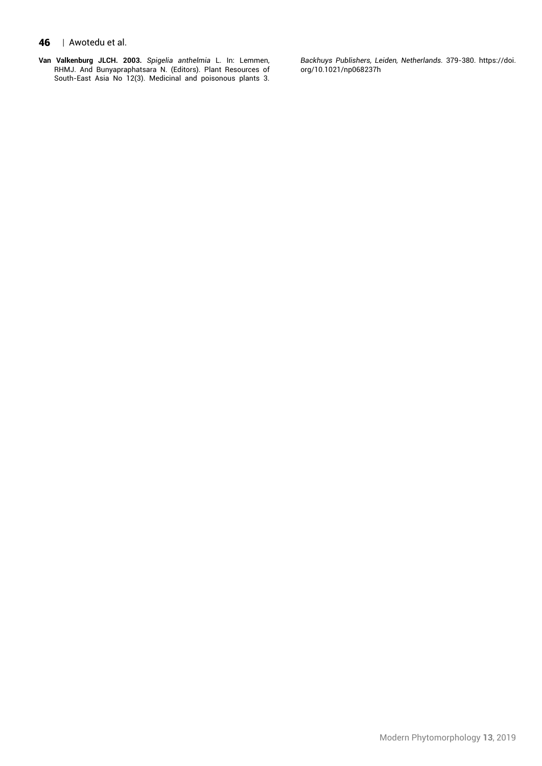**Van Valkenburg JLCH. 2003.** *Spigelia anthelmia* L. In: Lemmen, RHMJ. And Bunyapraphatsara N. (Editors). Plant Resources of South-East Asia No 12(3). Medicinal and poisonous plants 3. *Backhuys Publishers, Leiden, Netherlands*. 379-380. https://doi.org/10.1021/np068237h